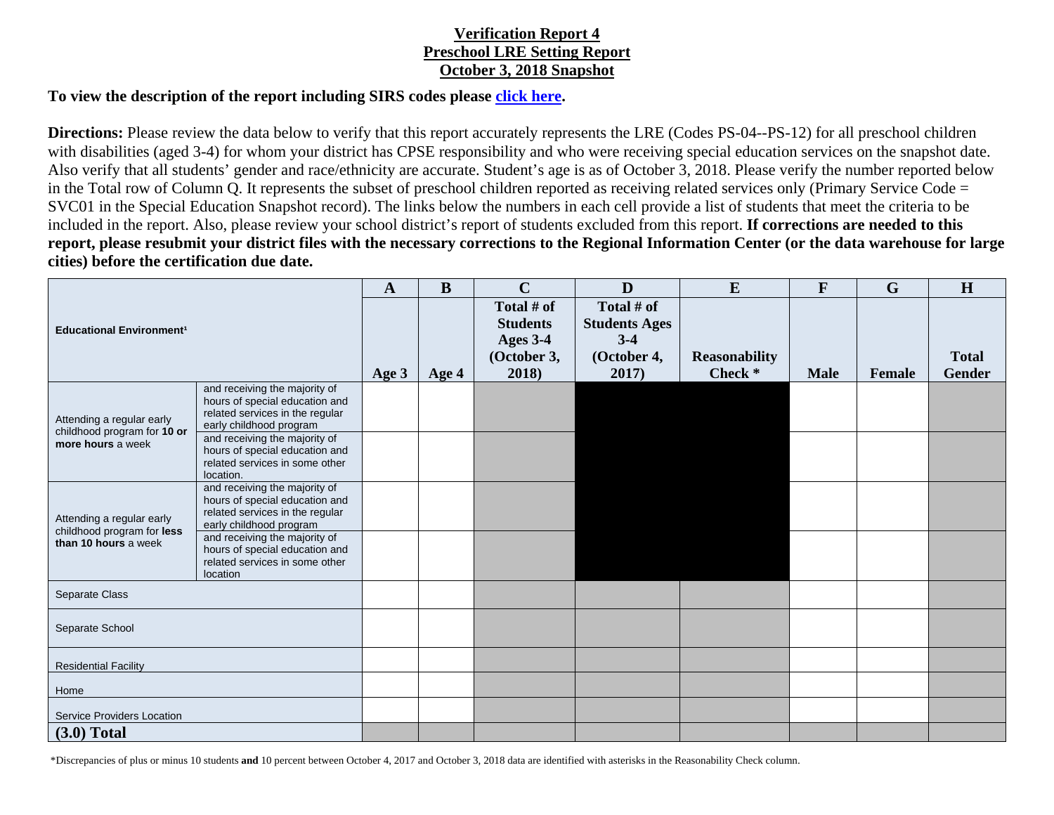# Verification Report 4
## Preschool LRE Setting Report
## October 3, 2018 Snapshot

**To view the description of the report including SIRS codes please click here.**

**Directions:** Please review the data below to verify that this report accurately represents the LRE (Codes PS-04--PS-12) for all preschool children with disabilities (aged 3-4) for whom your district has CPSE responsibility and who were receiving special education services on the snapshot date. Also verify that all students' gender and race/ethnicity are accurate. Student's age is as of October 3, 2018. Please verify the number reported below in the Total row of Column Q. It represents the subset of preschool children reported as receiving related services only (Primary Service Code = SVC01 in the Special Education Snapshot record). The links below the numbers in each cell provide a list of students that meet the criteria to be included in the report. Also, please review your school district's report of students excluded from this report. **If corrections are needed to this report, please resubmit your district files with the necessary corrections to the Regional Information Center (or the data warehouse for large cities) before the certification due date.**

| Educational Environment[1] | | A | B | C | D | E | F | G | H |
|---|---|---|---|---|---|---|---|---|---|
| | | Age 3 | Age 4 | Total # of Students Ages 3-4 (October 3, 2018) | Total # of Students Ages 3-4 (October 4, 2017) | Reasonability Check * | Male | Female | Total Gender |
| Attending a regular early childhood program for **10 or more hours** a week | and receiving the majority of hours of special education and related services in the regular early childhood program | | | | | | | | |
| | and receiving the majority of hours of special education and related services in some other location. | | | | | | | | |
| Attending a regular early childhood program for **less than 10 hours** a week | and receiving the majority of hours of special education and related services in the regular early childhood program | | | | | | | | |
| | and receiving the majority of hours of special education and related services in some other location | | | | | | | | |
| Separate Class | | | | | | | | | |
| Separate School | | | | | | | | | |
| Residential Facility | | | | | | | | | |
| Home | | | | | | | | | |
| Service Providers Location | | | | | | | | | |
| **(3.0) Total** | | | | | | | | | |

*Discrepancies of plus or minus 10 students **and** 10 percent between October 4, 2017 and October 3, 2018 data are identified with asterisks in the Reasonability Check column.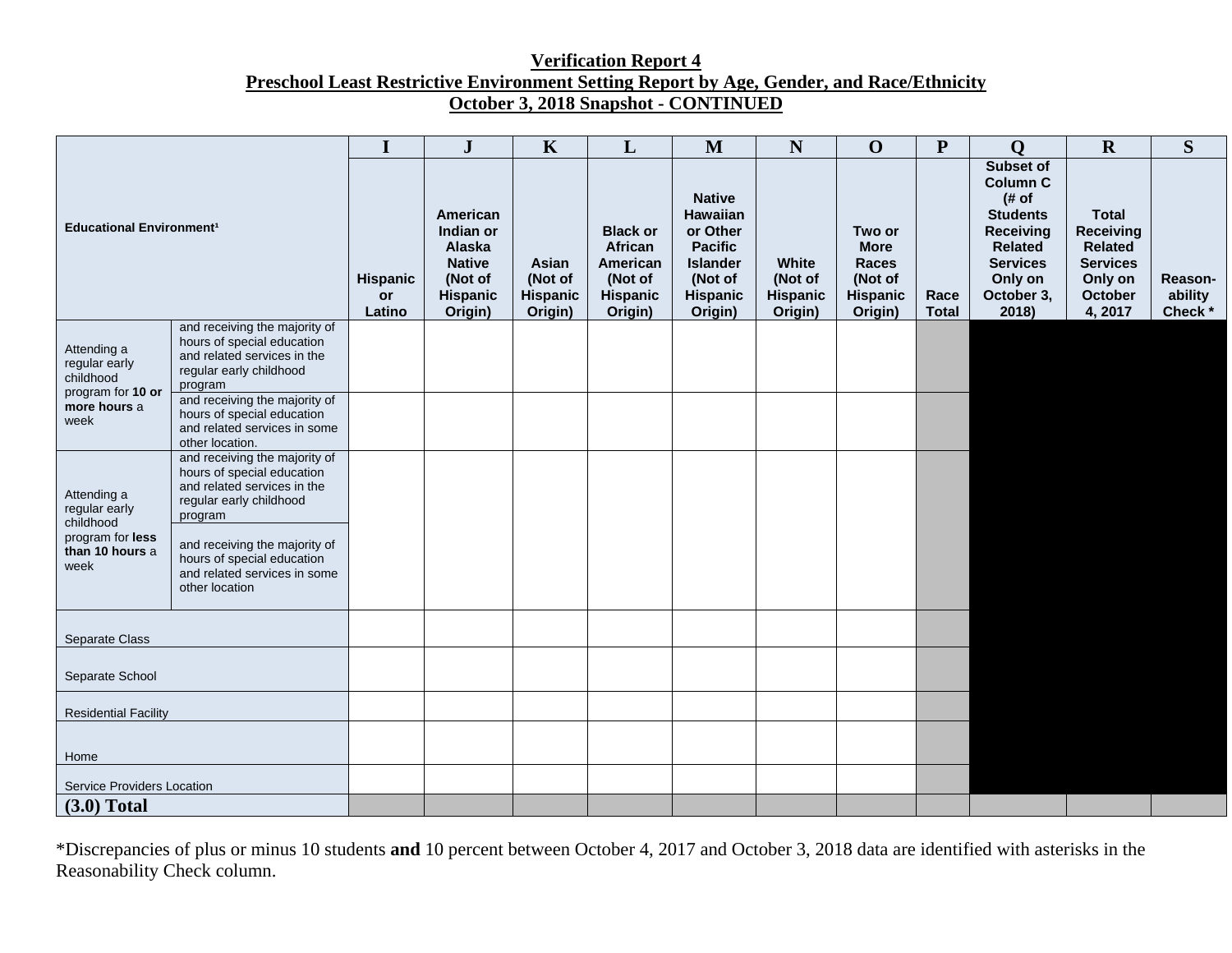**Verification Report 4**
**Preschool Least Restrictive Environment Setting Report by Age, Gender, and Race/Ethnicity**
**October 3, 2018 Snapshot - CONTINUED**

| Educational Environment[1] | | I | J | K | L | M | N | O | P | Q | R | S |
|---|---|---|---|---|---|---|---|---|---|---|---|---|
| | | Hispanic or Latino | American Indian or Alaska Native (Not of Hispanic Origin) | Asian (Not of Hispanic Origin) | Black or African American (Not of Hispanic Origin) | Native Hawaiian or Other Pacific Islander (Not of Hispanic Origin) | White (Not of Hispanic Origin) | Two or More Races (Not of Hispanic Origin) | Race Total | Subset of Column C (# of Students Receiving Related Services Only on October 3, 2018) | Total Receiving Related Services Only on October 4, 2017 | Reason-ability Check * |
| Attending a regular early childhood program for **10 or more hours** a week | and receiving the majority of hours of special education and related services in the regular early childhood program | | | | | | | | | | | |
| | and receiving the majority of hours of special education and related services in some other location. | | | | | | | | | | | |
| Attending a regular early childhood program for **less than 10 hours** a week | and receiving the majority of hours of special education and related services in the regular early childhood program | | | | | | | | | | | |
| | and receiving the majority of hours of special education and related services in some other location | | | | | | | | | | | |
| Separate Class | | | | | | | | | | | | |
| Separate School | | | | | | | | | | | | |
| Residential Facility | | | | | | | | | | | | |
| Home | | | | | | | | | | | | |
| Service Providers Location | | | | | | | | | | | | |
| **(3.0) Total** | | | | | | | | | | | | |

*Discrepancies of plus or minus 10 students **and** 10 percent between October 4, 2017 and October 3, 2018 data are identified with asterisks in the Reasonability Check column.